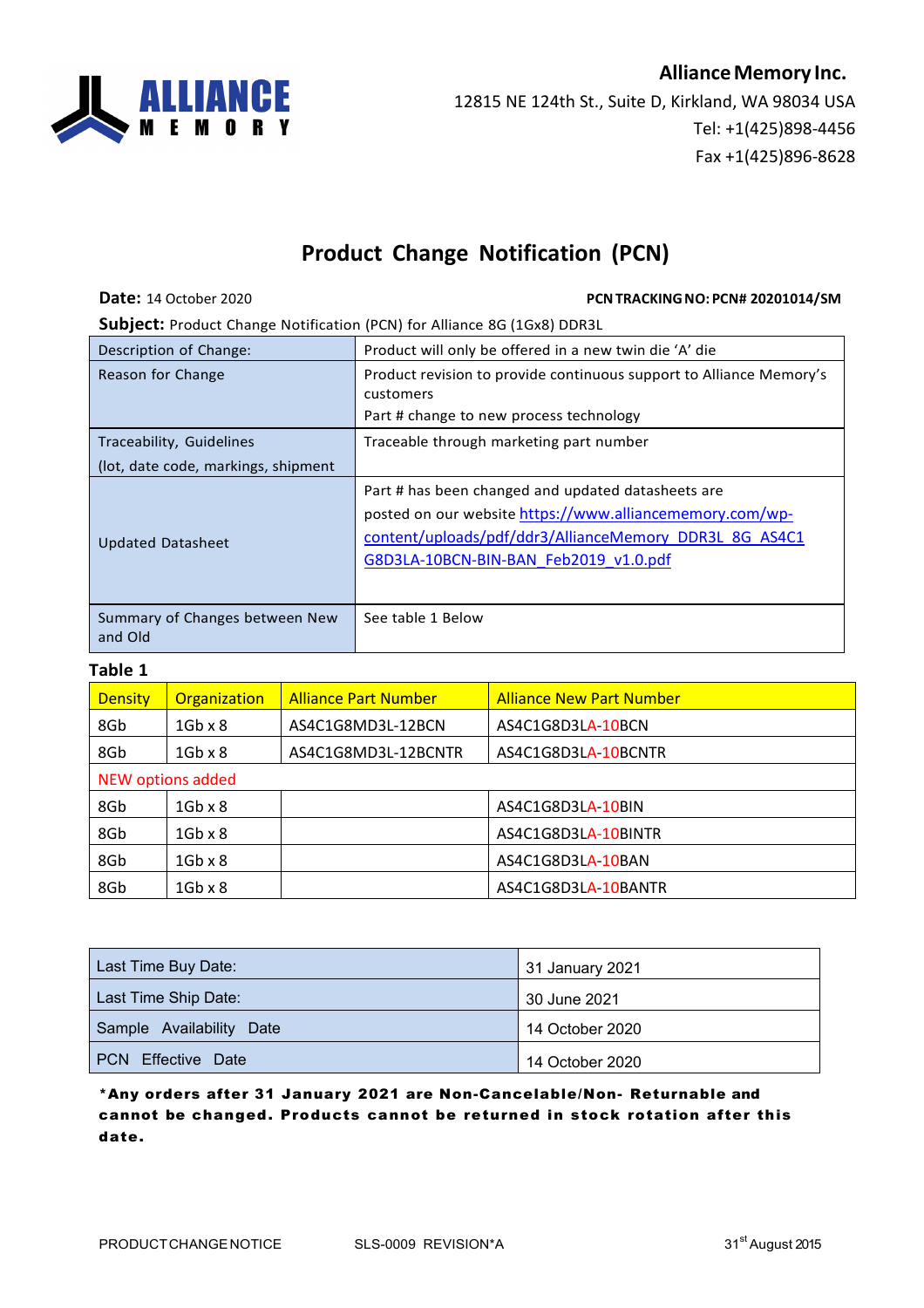**Alliance Memory Inc.**
12815 NE 124th St., Suite D, Kirkland, WA 98034 USA
Tel: +1(425)898-4456
Fax +1(425)896-8628

# Product Change Notification (PCN)

**Date:** 14 October 2020 **PCN TRACKING NO: PCN# 20201014/SM**

**Subject:** Product Change Notification (PCN) for Alliance 8G (1Gx8) DDR3L

| | |
|---|---|
| Description of Change: | Product will only be offered in a new twin die 'A' die |
| Reason for Change | Product revision to provide continuous support to Alliance Memory's customers<br>Part # change to new process technology |
| Traceability, Guidelines<br>(lot, date code, markings, shipment | Traceable through marketing part number |
| Updated Datasheet | Part # has been changed and updated datasheets are posted on our website https://www.alliancememory.com/wp-content/uploads/pdf/ddr3/AllianceMemory_DDR3L_8G_AS4C1G8D3LA-10BCN-BIN-BAN_Feb2019_v1.0.pdf |
| Summary of Changes between New and Old | See table 1 Below |

**Table 1**

| Density | Organization | Alliance Part Number | Alliance New Part Number |
|---|---|---|---|
| 8Gb | 1Gb x 8 | AS4C1G8MD3L-12BCN | AS4C1G8D3LA-10BCN |
| 8Gb | 1Gb x 8 | AS4C1G8MD3L-12BCNTR | AS4C1G8D3LA-10BCNTR |
| NEW options added | | | |
| 8Gb | 1Gb x 8 | | AS4C1G8D3LA-10BIN |
| 8Gb | 1Gb x 8 | | AS4C1G8D3LA-10BINTR |
| 8Gb | 1Gb x 8 | | AS4C1G8D3LA-10BAN |
| 8Gb | 1Gb x 8 | | AS4C1G8D3LA-10BANTR |

| | |
|---|---|
| Last Time Buy Date: | 31 January 2021 |
| Last Time Ship Date: | 30 June 2021 |
| Sample Availability Date | 14 October 2020 |
| PCN Effective Date | 14 October 2020 |

**\*Any orders after 31 January 2021 are Non-Cancelable/Non- Returnable and cannot be changed. Products cannot be returned in stock rotation after this date.**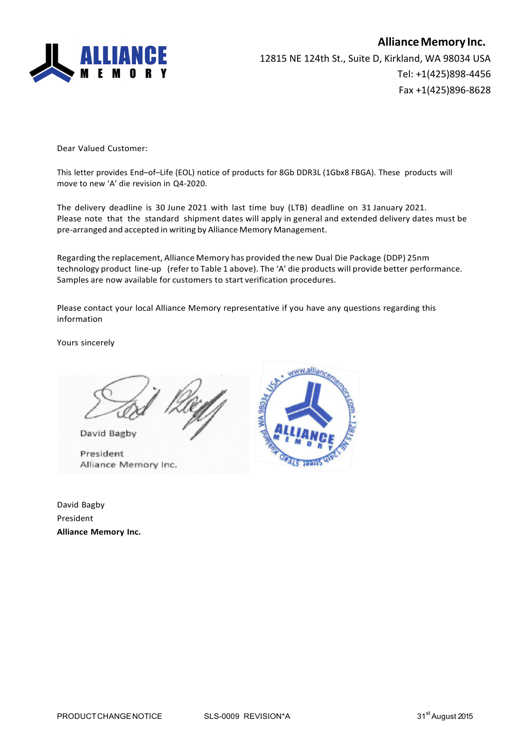**Alliance Memory Inc.**

12815 NE 124th St., Suite D, Kirkland, WA 98034 USA

Tel: +1(425)898-4456

Fax +1(425)896-8628

Dear Valued Customer:

This letter provides End–of–Life (EOL) notice of products for 8Gb DDR3L (1Gbx8 FBGA). These products will move to new 'A' die revision in Q4-2020.

The delivery deadline is 30 June 2021 with last time buy (LTB) deadline on 31 January 2021. Please note that the standard shipment dates will apply in general and extended delivery dates must be pre-arranged and accepted in writing by Alliance Memory Management.

Regarding the replacement, Alliance Memory has provided the new Dual Die Package (DDP) 25nm technology product line-up (refer to Table 1 above). The 'A' die products will provide better performance. Samples are now available for customers to start verification procedures.

Please contact your local Alliance Memory representative if you have any questions regarding this information

Yours sincerely

David Bagby
President
Alliance Memory Inc.

David Bagby
President
**Alliance Memory Inc.**

PRODUCT CHANGE NOTICE SLS-0009 REVISION*A 31st August 2015